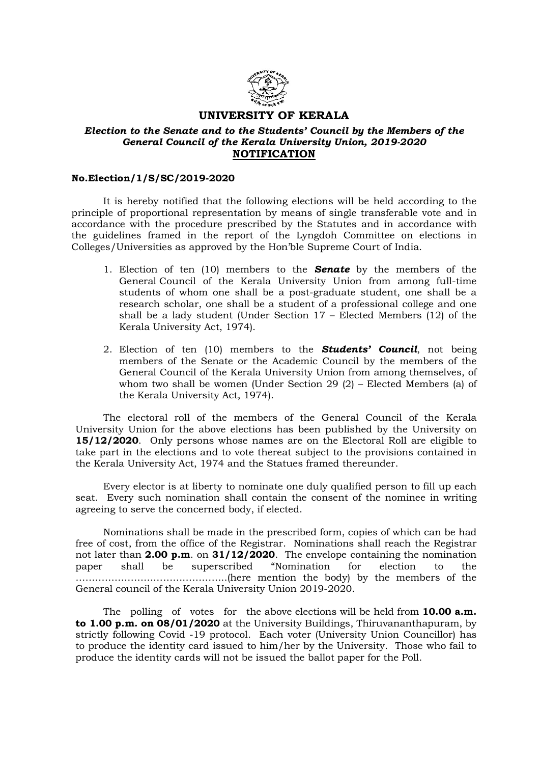# UNIVERSITY OF KERALA

***Election to the Senate and to the Students' Council by the Members of the General Council of the Kerala University Union, 2019-2020***

## NOTIFICATION

**No.Election/1/S/SC/2019-2020**

It is hereby notified that the following elections will be held according to the principle of proportional representation by means of single transferable vote and in accordance with the procedure prescribed by the Statutes and in accordance with the guidelines framed in the report of the Lyngdoh Committee on elections in Colleges/Universities as approved by the Hon'ble Supreme Court of India.

1. Election of ten (10) members to the ***Senate*** by the members of the General Council of the Kerala University Union from among full-time students of whom one shall be a post-graduate student, one shall be a research scholar, one shall be a student of a professional college and one shall be a lady student (Under Section 17 – Elected Members (12) of the Kerala University Act, 1974).

2. Election of ten (10) members to the ***Students' Council***, not being members of the Senate or the Academic Council by the members of the General Council of the Kerala University Union from among themselves, of whom two shall be women (Under Section 29 (2) – Elected Members (a) of the Kerala University Act, 1974).

The electoral roll of the members of the General Council of the Kerala University Union for the above elections has been published by the University on **15/12/2020**. Only persons whose names are on the Electoral Roll are eligible to take part in the elections and to vote thereat subject to the provisions contained in the Kerala University Act, 1974 and the Statues framed thereunder.

Every elector is at liberty to nominate one duly qualified person to fill up each seat. Every such nomination shall contain the consent of the nominee in writing agreeing to serve the concerned body, if elected.

Nominations shall be made in the prescribed form, copies of which can be had free of cost, from the office of the Registrar. Nominations shall reach the Registrar not later than **2.00 p.m**. on **31/12/2020**. The envelope containing the nomination paper shall be superscribed "Nomination for election to the ……………………………………….(here mention the body) by the members of the General council of the Kerala University Union 2019-2020.

The polling of votes for the above elections will be held from **10.00 a.m. to 1.00 p.m. on 08/01/2020** at the University Buildings, Thiruvananthapuram, by strictly following Covid -19 protocol. Each voter (University Union Councillor) has to produce the identity card issued to him/her by the University. Those who fail to produce the identity cards will not be issued the ballot paper for the Poll.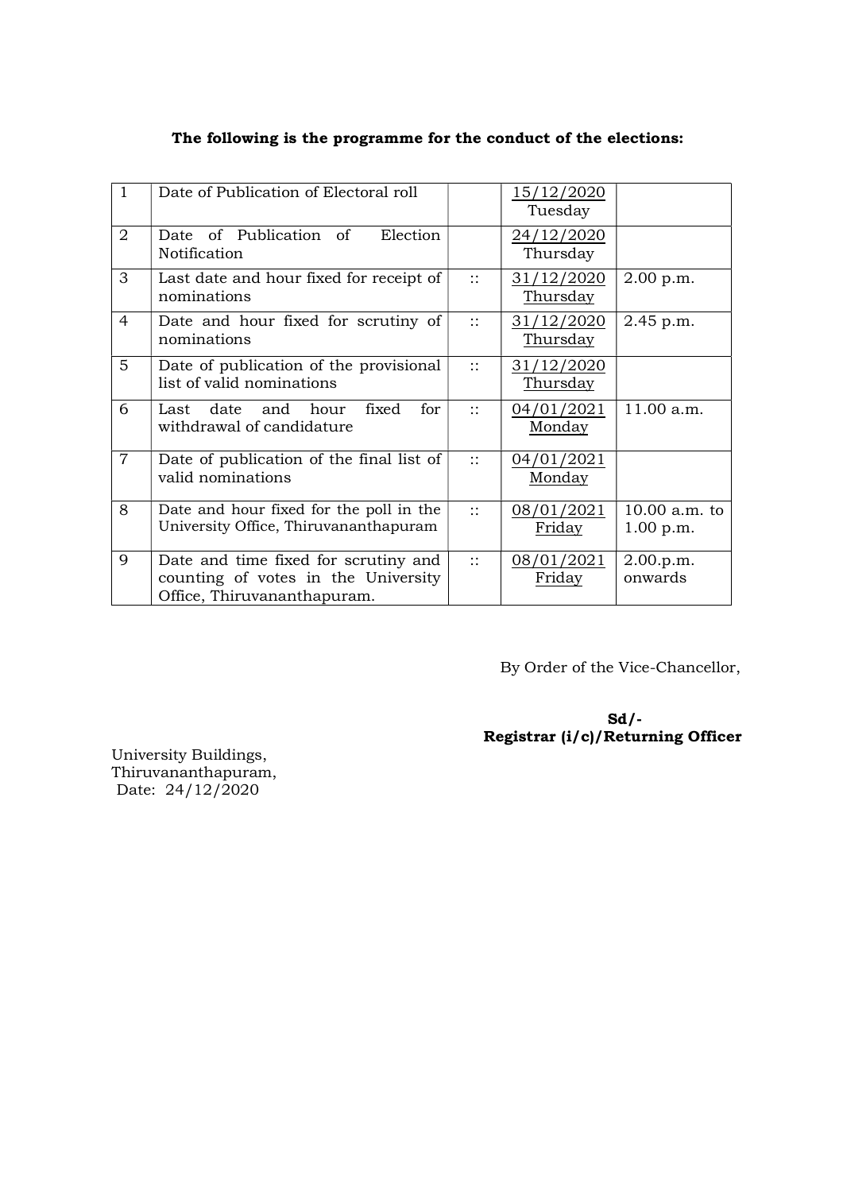**The following is the programme for the conduct of the elections:**

| | | | | |
|---|---|---|---|---|
| 1 | Date of Publication of Electoral roll | | 15/12/2020 Tuesday | |
| 2 | Date of Publication of Election Notification | | 24/12/2020 Thursday | |
| 3 | Last date and hour fixed for receipt of nominations | :: | 31/12/2020 Thursday | 2.00 p.m. |
| 4 | Date and hour fixed for scrutiny of nominations | :: | 31/12/2020 Thursday | 2.45 p.m. |
| 5 | Date of publication of the provisional list of valid nominations | :: | 31/12/2020 Thursday | |
| 6 | Last date and hour fixed for withdrawal of candidature | :: | 04/01/2021 Monday | 11.00 a.m. |
| 7 | Date of publication of the final list of valid nominations | :: | 04/01/2021 Monday | |
| 8 | Date and hour fixed for the poll in the University Office, Thiruvananthapuram | :: | 08/01/2021 Friday | 10.00 a.m. to 1.00 p.m. |
| 9 | Date and time fixed for scrutiny and counting of votes in the University Office, Thiruvananthapuram. | :: | 08/01/2021 Friday | 2.00.p.m. onwards |

By Order of the Vice-Chancellor,

**Sd/-**
**Registrar (i/c)/Returning Officer**

University Buildings,
Thiruvananthapuram,
Date: 24/12/2020